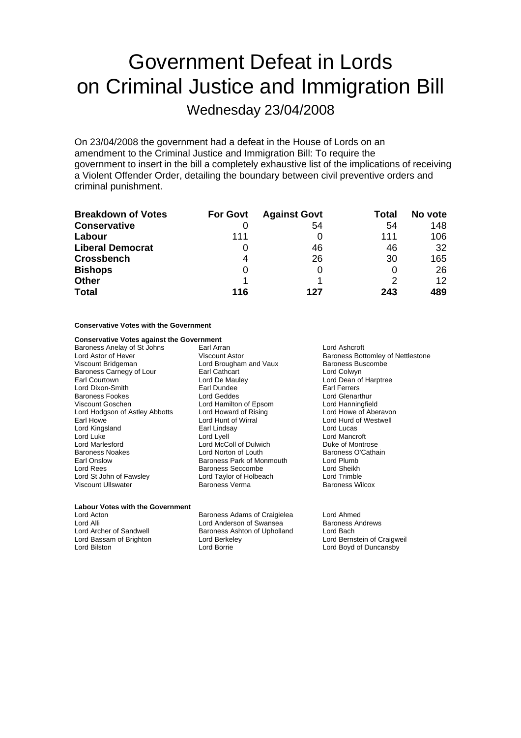// Government Defeat in Lords — CJ&I Bill, 23/04/2008 (p1 of 3)
# Government Defeat in Lords on Criminal Justice and Immigration Bill

## Wednesday 23/04/2008

On 23/04/2008 the government had a defeat in the House of Lords on an amendment to the Criminal Justice and Immigration Bill: To require the government to insert in the bill a completely exhaustive list of the implications of receiving a Violent Offender Order, detailing the boundary between civil preventive orders and criminal punishment.

| Breakdown of Votes | For Govt | Against Govt | Total | No vote |
|---|---|---|---|---|
| **Conservative** | 0 | 54 | 54 | 148 |
| **Labour** | 111 | 0 | 111 | 106 |
| **Liberal Democrat** | 0 | 46 | 46 | 32 |
| **Crossbench** | 4 | 26 | 30 | 165 |
| **Bishops** | 0 | 0 | 0 | 26 |
| **Other** | 1 | 1 | 2 | 12 |
| **Total** | **116** | **127** | **243** | **489** |

**Conservative Votes with the Government**

**Conservative Votes against the Government**

| | | |
|---|---|---|
| Baroness Anelay of St Johns | Earl Arran | Lord Ashcroft |
| Lord Astor of Hever | Viscount Astor | Baroness Bottomley of Nettlestone |
| Viscount Bridgeman | Lord Brougham and Vaux | Baroness Buscombe |
| Baroness Carnegy of Lour | Earl Cathcart | Lord Colwyn |
| Earl Courtown | Lord De Mauley | Lord Dean of Harptree |
| Lord Dixon-Smith | Earl Dundee | Earl Ferrers |
| Baroness Fookes | Lord Geddes | Lord Glenarthur |
| Viscount Goschen | Lord Hamilton of Epsom | Lord Hanningfield |
| Lord Hodgson of Astley Abbotts | Lord Howard of Rising | Lord Howe of Aberavon |
| Earl Howe | Lord Hunt of Wirral | Lord Hurd of Westwell |
| Lord Kingsland | Earl Lindsay | Lord Lucas |
| Lord Luke | Lord Lyell | Lord Mancroft |
| Lord Marlesford | Lord McColl of Dulwich | Duke of Montrose |
| Baroness Noakes | Lord Norton of Louth | Baroness O'Cathain |
| Earl Onslow | Baroness Park of Monmouth | Lord Plumb |
| Lord Rees | Baroness Seccombe | Lord Sheikh |
| Lord St John of Fawsley | Lord Taylor of Holbeach | Lord Trimble |
| Viscount Ullswater | Baroness Verma | Baroness Wilcox |

**Labour Votes with the Government**

| | | |
|---|---|---|
| Lord Acton | Baroness Adams of Craigielea | Lord Ahmed |
| Lord Alli | Lord Anderson of Swansea | Baroness Andrews |
| Lord Archer of Sandwell | Baroness Ashton of Upholland | Lord Bach |
| Lord Bassam of Brighton | Lord Berkeley | Lord Bernstein of Craigweil |
| Lord Bilston | Lord Borrie | Lord Boyd of Duncansby |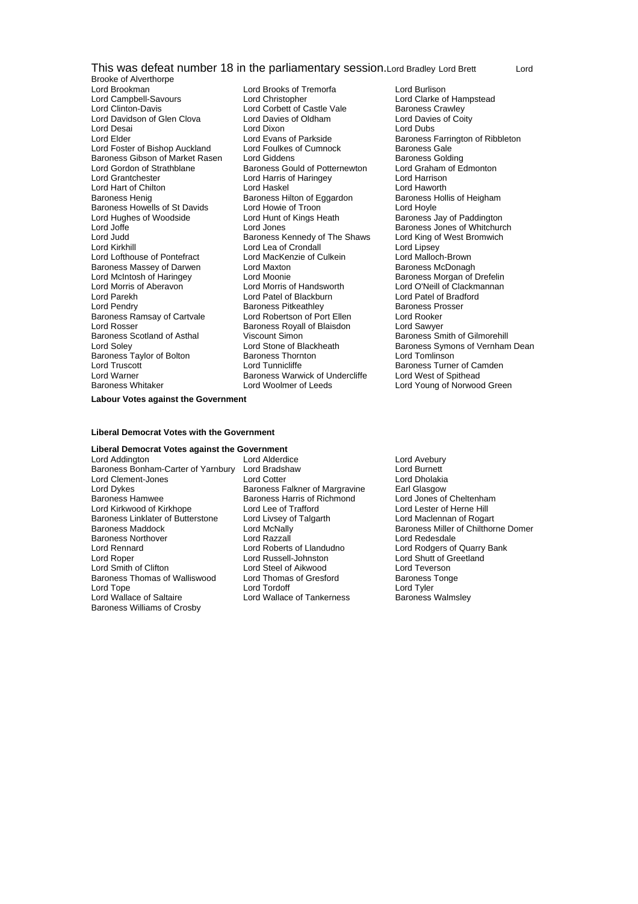This was defeat number 18 in the parliamentary session.

Lord Bradley
Lord Brett
Lord Brooke of Alverthorpe
Lord Brookman
Lord Brooks of Tremorfa
Lord Burlison
Lord Campbell-Savours
Lord Christopher
Lord Clarke of Hampstead
Lord Clinton-Davis
Lord Corbett of Castle Vale
Baroness Crawley
Lord Davidson of Glen Clova
Lord Davies of Oldham
Lord Davies of Coity
Lord Desai
Lord Dixon
Lord Dubs
Lord Elder
Lord Evans of Parkside
Baroness Farrington of Ribbleton
Lord Foster of Bishop Auckland
Lord Foulkes of Cumnock
Baroness Gale
Baroness Gibson of Market Rasen
Lord Giddens
Baroness Golding
Lord Gordon of Strathblane
Baroness Gould of Potternewton
Lord Graham of Edmonton
Lord Grantchester
Lord Harris of Haringey
Lord Harrison
Lord Hart of Chilton
Lord Haskel
Lord Haworth
Baroness Henig
Baroness Hilton of Eggardon
Baroness Hollis of Heigham
Baroness Howells of St Davids
Lord Howie of Troon
Lord Hoyle
Lord Hughes of Woodside
Lord Hunt of Kings Heath
Baroness Jay of Paddington
Lord Joffe
Lord Jones
Baroness Jones of Whitchurch
Lord Judd
Baroness Kennedy of The Shaws
Lord King of West Bromwich
Lord Kirkhill
Lord Lea of Crondall
Lord Lipsey
Lord Lofthouse of Pontefract
Lord MacKenzie of Culkein
Lord Malloch-Brown
Baroness Massey of Darwen
Lord Maxton
Baroness McDonagh
Lord McIntosh of Haringey
Lord Moonie
Baroness Morgan of Drefelin
Lord Morris of Aberavon
Lord Morris of Handsworth
Lord O'Neill of Clackmannan
Lord Parekh
Lord Patel of Blackburn
Lord Patel of Bradford
Lord Pendry
Baroness Pitkeathley
Baroness Prosser
Baroness Ramsay of Cartvale
Lord Robertson of Port Ellen
Lord Rooker
Lord Rosser
Baroness Royall of Blaisdon
Lord Sawyer
Baroness Scotland of Asthal
Viscount Simon
Baroness Smith of Gilmorehill
Lord Soley
Lord Stone of Blackheath
Baroness Symons of Vernham Dean
Baroness Taylor of Bolton
Baroness Thornton
Lord Tomlinson
Lord Truscott
Lord Tunnicliffe
Baroness Turner of Camden
Lord Warner
Baroness Warwick of Undercliffe
Lord West of Spithead
Baroness Whitaker
Lord Woolmer of Leeds
Lord Young of Norwood Green

**Labour Votes against the Government**

**Liberal Democrat Votes with the Government**

**Liberal Democrat Votes against the Government**

Lord Addington
Lord Alderdice
Lord Avebury
Baroness Bonham-Carter of Yarnbury
Lord Bradshaw
Lord Burnett
Lord Clement-Jones
Lord Cotter
Lord Dholakia
Lord Dykes
Baroness Falkner of Margravine
Earl Glasgow
Baroness Hamwee
Baroness Harris of Richmond
Lord Jones of Cheltenham
Lord Kirkwood of Kirkhope
Lord Lee of Trafford
Lord Lester of Herne Hill
Baroness Linklater of Butterstone
Lord Livsey of Talgarth
Lord Maclennan of Rogart
Baroness Maddock
Lord McNally
Baroness Miller of Chilthorne Domer
Baroness Northover
Lord Razzall
Lord Redesdale
Lord Rennard
Lord Roberts of Llandudno
Lord Rodgers of Quarry Bank
Lord Roper
Lord Russell-Johnston
Lord Shutt of Greetland
Lord Smith of Clifton
Lord Steel of Aikwood
Lord Teverson
Baroness Thomas of Walliswood
Lord Thomas of Gresford
Baroness Tonge
Lord Tope
Lord Tordoff
Lord Tyler
Lord Wallace of Saltaire
Lord Wallace of Tankerness
Baroness Walmsley
Baroness Williams of Crosby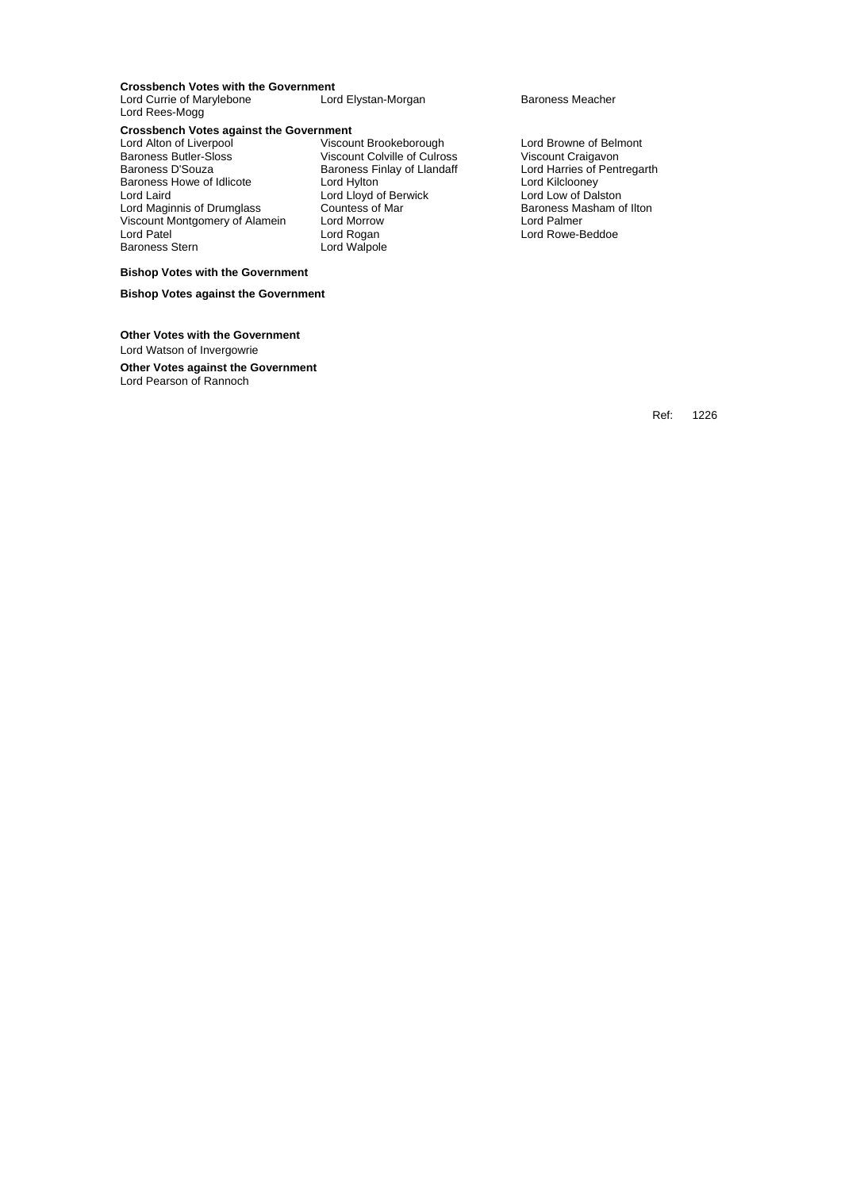**Crossbench Votes with the Government**

Lord Currie of Marylebone, Lord Elystan-Morgan, Baroness Meacher, Lord Rees-Mogg

**Crossbench Votes against the Government**

Lord Alton of Liverpool, Viscount Brookeborough, Lord Browne of Belmont, Baroness Butler-Sloss, Viscount Colville of Culross, Viscount Craigavon, Baroness D'Souza, Baroness Finlay of Llandaff, Lord Harries of Pentregarth, Baroness Howe of Idlicote, Lord Hylton, Lord Kilclooney, Lord Laird, Lord Lloyd of Berwick, Lord Low of Dalston, Lord Maginnis of Drumglass, Countess of Mar, Baroness Masham of Ilton, Viscount Montgomery of Alamein, Lord Morrow, Lord Palmer, Lord Patel, Lord Rogan, Lord Rowe-Beddoe, Baroness Stern, Lord Walpole

**Bishop Votes with the Government**

**Bishop Votes against the Government**

**Other Votes with the Government**

Lord Watson of Invergowrie

**Other Votes against the Government**

Lord Pearson of Rannoch

Ref: 1226